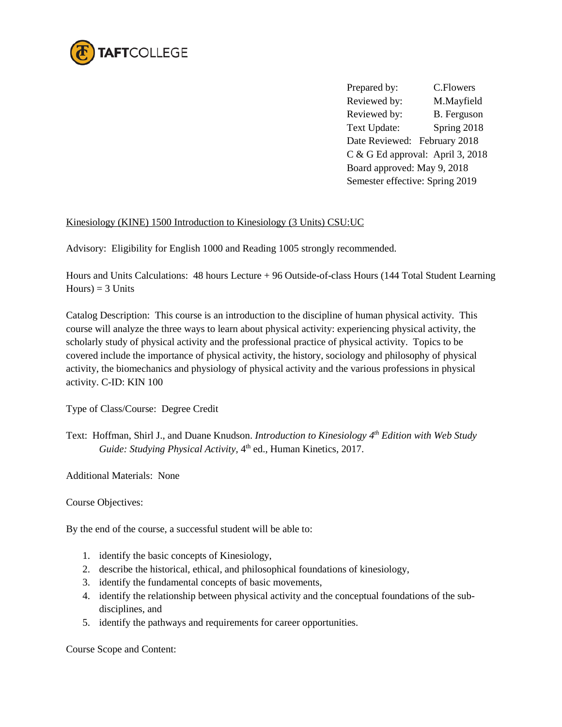TAFTCOLLEGE

Prepared by: C.Flowers
Reviewed by: M.Mayfield
Reviewed by: B. Ferguson
Text Update: Spring 2018
Date Reviewed: February 2018
C & G Ed approval: April 3, 2018
Board approved: May 9, 2018
Semester effective: Spring 2019

Kinesiology (KINE) 1500 Introduction to Kinesiology (3 Units) CSU:UC

Advisory: Eligibility for English 1000 and Reading 1005 strongly recommended.

Hours and Units Calculations: 48 hours Lecture + 96 Outside-of-class Hours (144 Total Student Learning Hours) = 3 Units

Catalog Description: This course is an introduction to the discipline of human physical activity. This course will analyze the three ways to learn about physical activity: experiencing physical activity, the scholarly study of physical activity and the professional practice of physical activity. Topics to be covered include the importance of physical activity, the history, sociology and philosophy of physical activity, the biomechanics and physiology of physical activity and the various professions in physical activity. C-ID: KIN 100

Type of Class/Course: Degree Credit

Text: Hoffman, Shirl J., and Duane Knudson. *Introduction to Kinesiology 4th Edition with Web Study Guide: Studying Physical Activity*, 4th ed., Human Kinetics, 2017.

Additional Materials: None

Course Objectives:

By the end of the course, a successful student will be able to:

1. identify the basic concepts of Kinesiology,
2. describe the historical, ethical, and philosophical foundations of kinesiology,
3. identify the fundamental concepts of basic movements,
4. identify the relationship between physical activity and the conceptual foundations of the sub-disciplines, and
5. identify the pathways and requirements for career opportunities.

Course Scope and Content: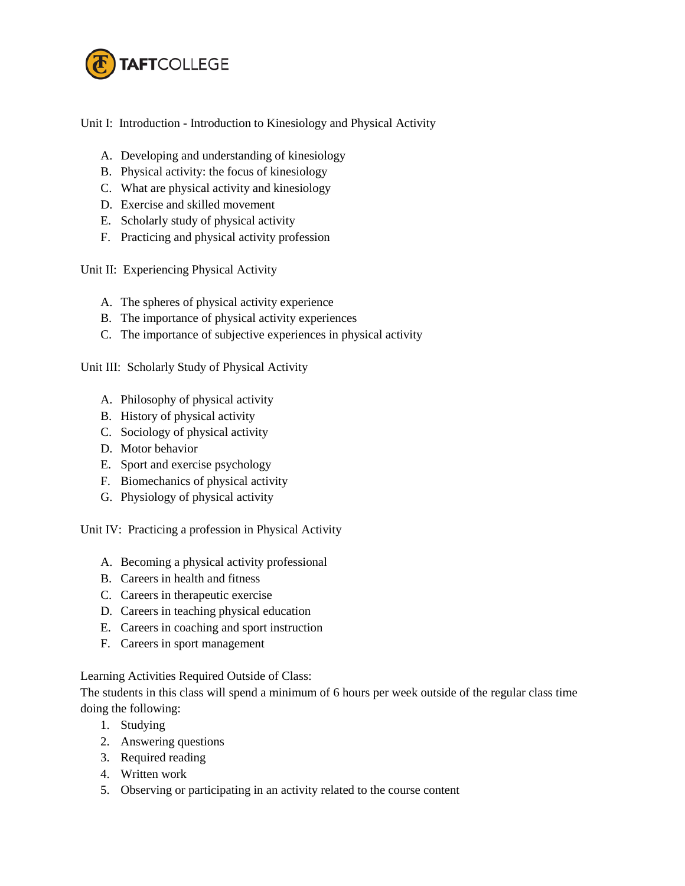Unit I: Introduction - Introduction to Kinesiology and Physical Activity

A. Developing and understanding of kinesiology
B. Physical activity: the focus of kinesiology
C. What are physical activity and kinesiology
D. Exercise and skilled movement
E. Scholarly study of physical activity
F. Practicing and physical activity profession

Unit II: Experiencing Physical Activity

A. The spheres of physical activity experience
B. The importance of physical activity experiences
C. The importance of subjective experiences in physical activity

Unit III: Scholarly Study of Physical Activity

A. Philosophy of physical activity
B. History of physical activity
C. Sociology of physical activity
D. Motor behavior
E. Sport and exercise psychology
F. Biomechanics of physical activity
G. Physiology of physical activity

Unit IV: Practicing a profession in Physical Activity

A. Becoming a physical activity professional
B. Careers in health and fitness
C. Careers in therapeutic exercise
D. Careers in teaching physical education
E. Careers in coaching and sport instruction
F. Careers in sport management

Learning Activities Required Outside of Class:
The students in this class will spend a minimum of 6 hours per week outside of the regular class time doing the following:

1. Studying
2. Answering questions
3. Required reading
4. Written work
5. Observing or participating in an activity related to the course content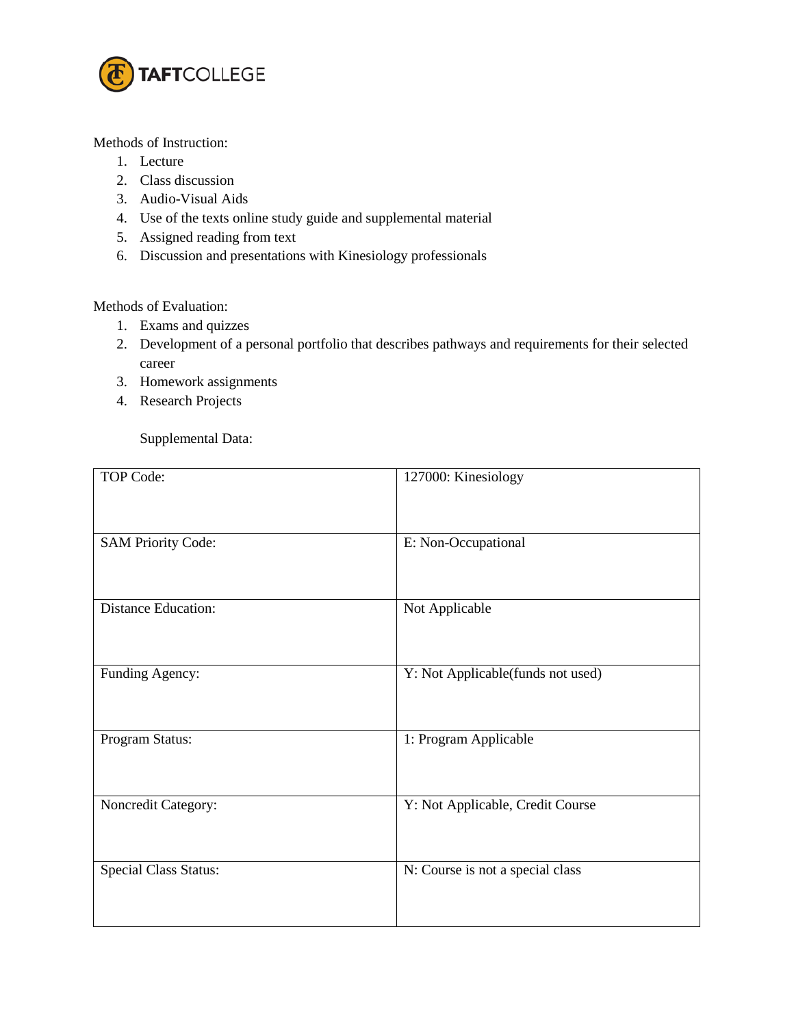Methods of Instruction:

1. Lecture
2. Class discussion
3. Audio-Visual Aids
4. Use of the texts online study guide and supplemental material
5. Assigned reading from text
6. Discussion and presentations with Kinesiology professionals

Methods of Evaluation:

1. Exams and quizzes
2. Development of a personal portfolio that describes pathways and requirements for their selected career
3. Homework assignments
4. Research Projects

Supplemental Data:

| TOP Code: | 127000: Kinesiology |
|---|---|
| SAM Priority Code: | E: Non-Occupational |
| Distance Education: | Not Applicable |
| Funding Agency: | Y: Not Applicable(funds not used) |
| Program Status: | 1: Program Applicable |
| Noncredit Category: | Y: Not Applicable, Credit Course |
| Special Class Status: | N: Course is not a special class |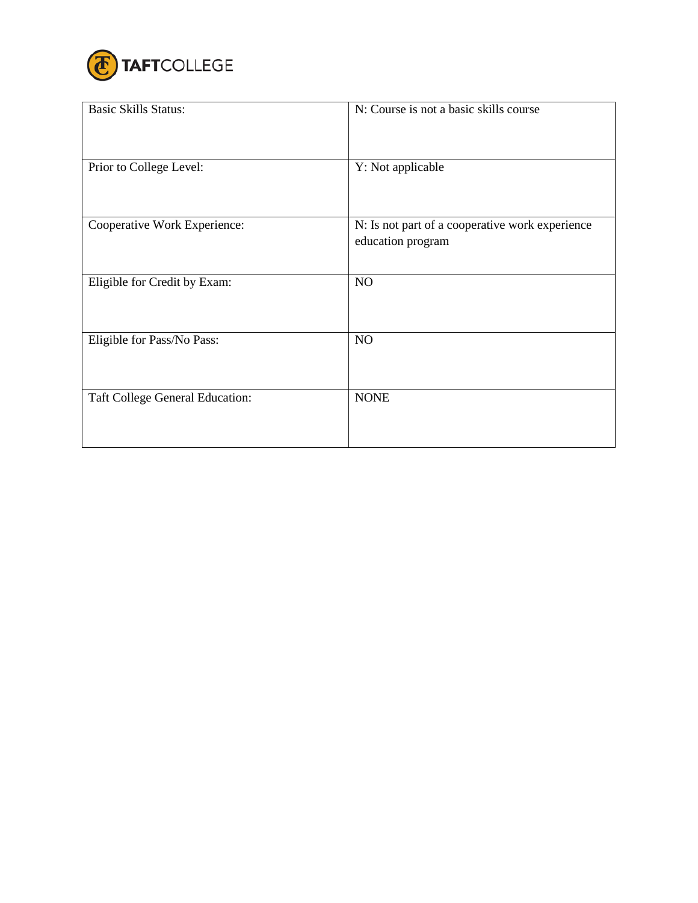| | |
|---|---|
| Basic Skills Status: | N: Course is not a basic skills course |
| Prior to College Level: | Y: Not applicable |
| Cooperative Work Experience: | N: Is not part of a cooperative work experience education program |
| Eligible for Credit by Exam: | NO |
| Eligible for Pass/No Pass: | NO |
| Taft College General Education: | NONE |